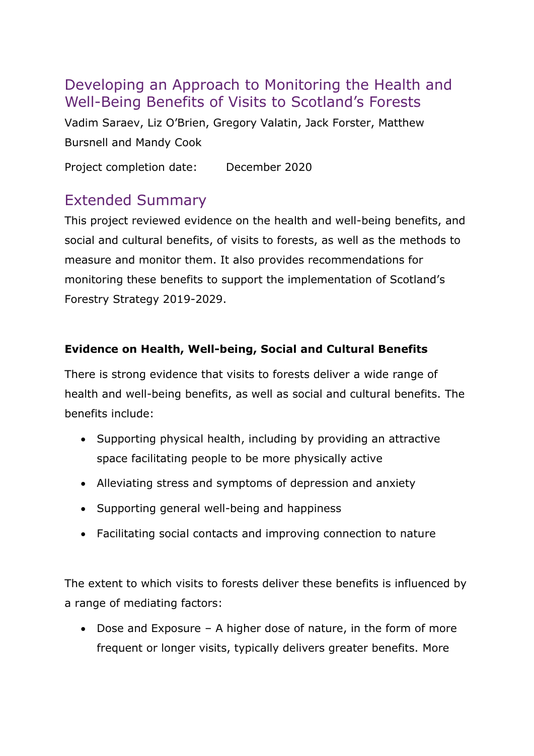# Developing an Approach to Monitoring the Health and Well-Being Benefits of Visits to Scotland's Forests

Vadim Saraev, Liz O'Brien, Gregory Valatin, Jack Forster, Matthew Bursnell and Mandy Cook

Project completion date: December 2020

## Extended Summary

This project reviewed evidence on the health and well-being benefits, and social and cultural benefits, of visits to forests, as well as the methods to measure and monitor them. It also provides recommendations for monitoring these benefits to support the implementation of Scotland's Forestry Strategy 2019-2029.

**Evidence on Health, Well-being, Social and Cultural Benefits**

There is strong evidence that visits to forests deliver a wide range of health and well-being benefits, as well as social and cultural benefits. The benefits include:

- Supporting physical health, including by providing an attractive space facilitating people to be more physically active
- Alleviating stress and symptoms of depression and anxiety
- Supporting general well-being and happiness
- Facilitating social contacts and improving connection to nature

The extent to which visits to forests deliver these benefits is influenced by a range of mediating factors:

- Dose and Exposure – A higher dose of nature, in the form of more frequent or longer visits, typically delivers greater benefits. More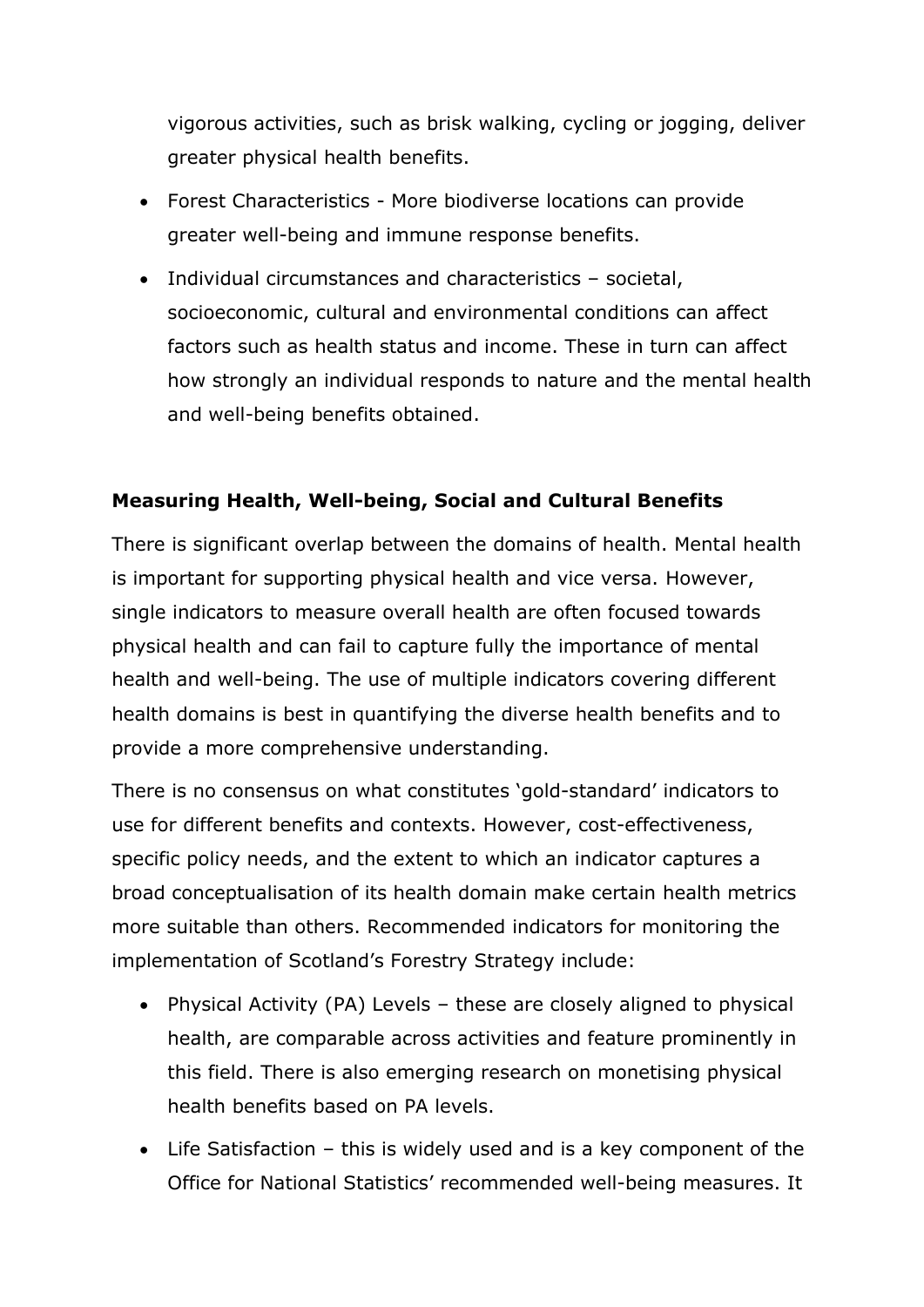vigorous activities, such as brisk walking, cycling or jogging, deliver greater physical health benefits.

- Forest Characteristics - More biodiverse locations can provide greater well-being and immune response benefits.
- Individual circumstances and characteristics – societal, socioeconomic, cultural and environmental conditions can affect factors such as health status and income. These in turn can affect how strongly an individual responds to nature and the mental health and well-being benefits obtained.

**Measuring Health, Well-being, Social and Cultural Benefits**

There is significant overlap between the domains of health. Mental health is important for supporting physical health and vice versa. However, single indicators to measure overall health are often focused towards physical health and can fail to capture fully the importance of mental health and well-being. The use of multiple indicators covering different health domains is best in quantifying the diverse health benefits and to provide a more comprehensive understanding.

There is no consensus on what constitutes 'gold-standard' indicators to use for different benefits and contexts. However, cost-effectiveness, specific policy needs, and the extent to which an indicator captures a broad conceptualisation of its health domain make certain health metrics more suitable than others. Recommended indicators for monitoring the implementation of Scotland's Forestry Strategy include:

- Physical Activity (PA) Levels – these are closely aligned to physical health, are comparable across activities and feature prominently in this field. There is also emerging research on monetising physical health benefits based on PA levels.
- Life Satisfaction – this is widely used and is a key component of the Office for National Statistics' recommended well-being measures. It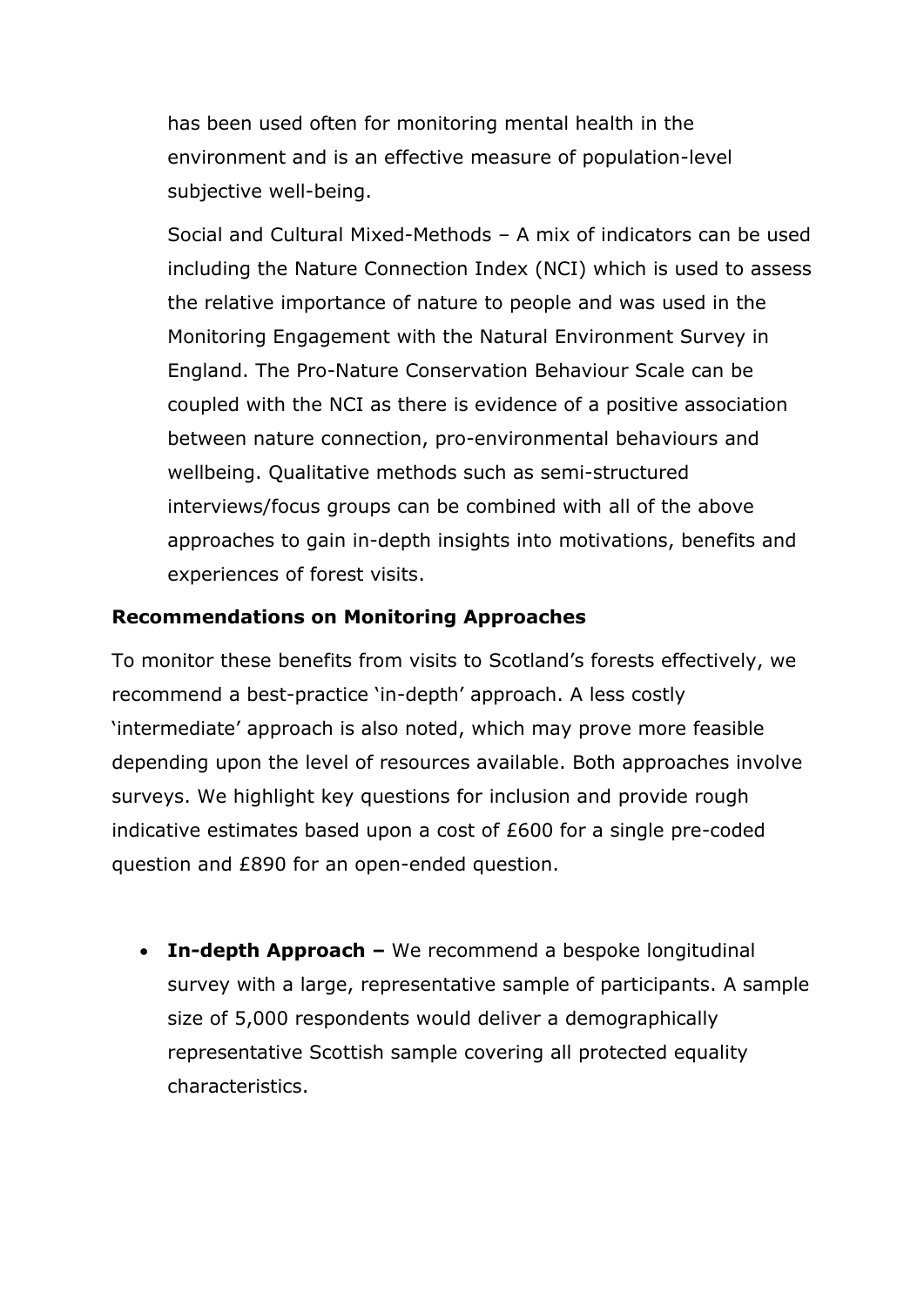has been used often for monitoring mental health in the environment and is an effective measure of population-level subjective well-being.

Social and Cultural Mixed-Methods – A mix of indicators can be used including the Nature Connection Index (NCI) which is used to assess the relative importance of nature to people and was used in the Monitoring Engagement with the Natural Environment Survey in England. The Pro-Nature Conservation Behaviour Scale can be coupled with the NCI as there is evidence of a positive association between nature connection, pro-environmental behaviours and wellbeing. Qualitative methods such as semi-structured interviews/focus groups can be combined with all of the above approaches to gain in-depth insights into motivations, benefits and experiences of forest visits.

**Recommendations on Monitoring Approaches**

To monitor these benefits from visits to Scotland's forests effectively, we recommend a best-practice 'in-depth' approach. A less costly 'intermediate' approach is also noted, which may prove more feasible depending upon the level of resources available. Both approaches involve surveys. We highlight key questions for inclusion and provide rough indicative estimates based upon a cost of £600 for a single pre-coded question and £890 for an open-ended question.

- **In-depth Approach –** We recommend a bespoke longitudinal survey with a large, representative sample of participants. A sample size of 5,000 respondents would deliver a demographically representative Scottish sample covering all protected equality characteristics.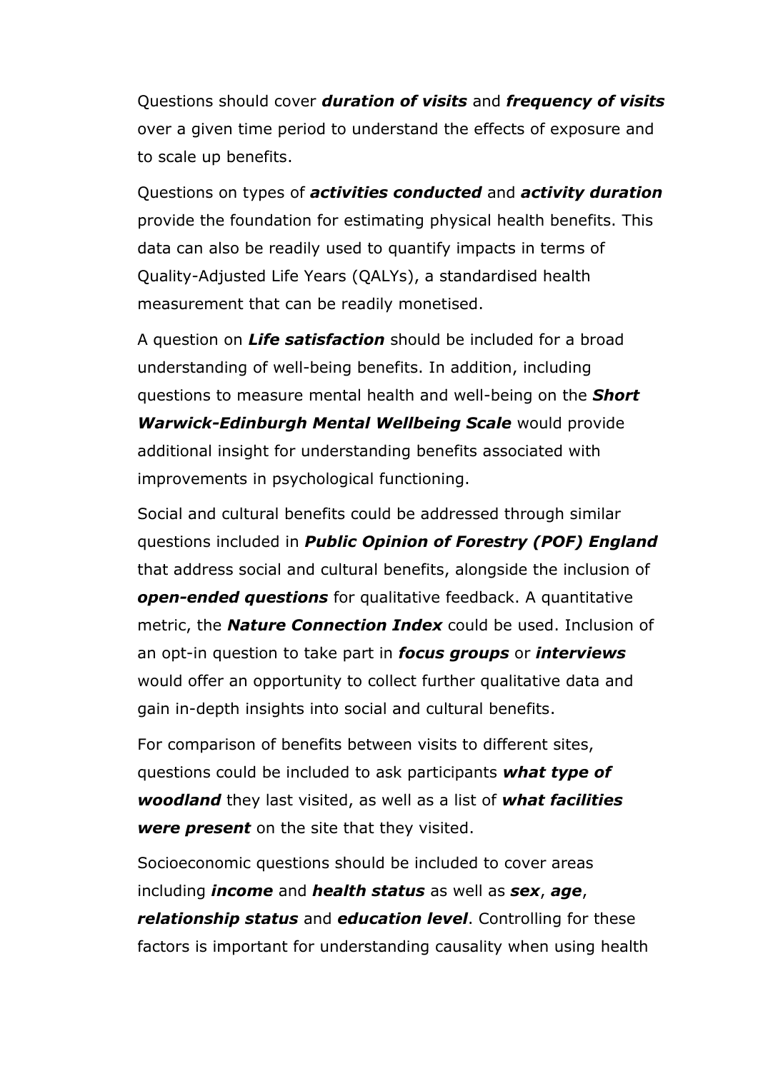Questions should cover ***duration of visits*** and ***frequency of visits*** over a given time period to understand the effects of exposure and to scale up benefits.

Questions on types of ***activities conducted*** and ***activity duration*** provide the foundation for estimating physical health benefits. This data can also be readily used to quantify impacts in terms of Quality-Adjusted Life Years (QALYs), a standardised health measurement that can be readily monetised.

A question on ***Life satisfaction*** should be included for a broad understanding of well-being benefits. In addition, including questions to measure mental health and well-being on the ***Short Warwick-Edinburgh Mental Wellbeing Scale*** would provide additional insight for understanding benefits associated with improvements in psychological functioning.

Social and cultural benefits could be addressed through similar questions included in ***Public Opinion of Forestry (POF) England*** that address social and cultural benefits, alongside the inclusion of ***open-ended questions*** for qualitative feedback. A quantitative metric, the ***Nature Connection Index*** could be used. Inclusion of an opt-in question to take part in ***focus groups*** or ***interviews*** would offer an opportunity to collect further qualitative data and gain in-depth insights into social and cultural benefits.

For comparison of benefits between visits to different sites, questions could be included to ask participants ***what type of woodland*** they last visited, as well as a list of ***what facilities were present*** on the site that they visited.

Socioeconomic questions should be included to cover areas including ***income*** and ***health status*** as well as ***sex***, ***age***, ***relationship status*** and ***education level***. Controlling for these factors is important for understanding causality when using health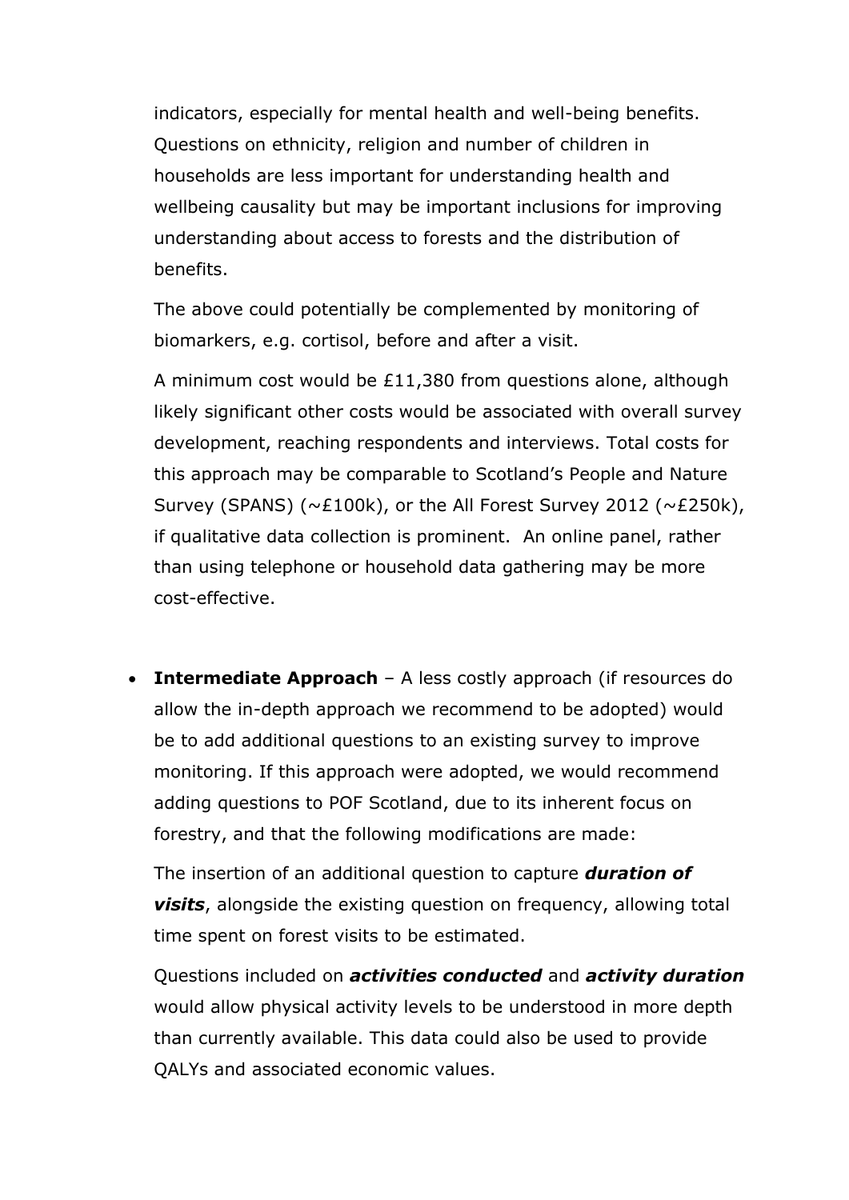indicators, especially for mental health and well-being benefits. Questions on ethnicity, religion and number of children in households are less important for understanding health and wellbeing causality but may be important inclusions for improving understanding about access to forests and the distribution of benefits.

The above could potentially be complemented by monitoring of biomarkers, e.g. cortisol, before and after a visit.

A minimum cost would be £11,380 from questions alone, although likely significant other costs would be associated with overall survey development, reaching respondents and interviews. Total costs for this approach may be comparable to Scotland's People and Nature Survey (SPANS) (~£100k), or the All Forest Survey 2012 (~£250k), if qualitative data collection is prominent. An online panel, rather than using telephone or household data gathering may be more cost-effective.

- **Intermediate Approach** – A less costly approach (if resources do allow the in-depth approach we recommend to be adopted) would be to add additional questions to an existing survey to improve monitoring. If this approach were adopted, we would recommend adding questions to POF Scotland, due to its inherent focus on forestry, and that the following modifications are made:

  The insertion of an additional question to capture ***duration of visits***, alongside the existing question on frequency, allowing total time spent on forest visits to be estimated.

  Questions included on ***activities conducted*** and ***activity duration*** would allow physical activity levels to be understood in more depth than currently available. This data could also be used to provide QALYs and associated economic values.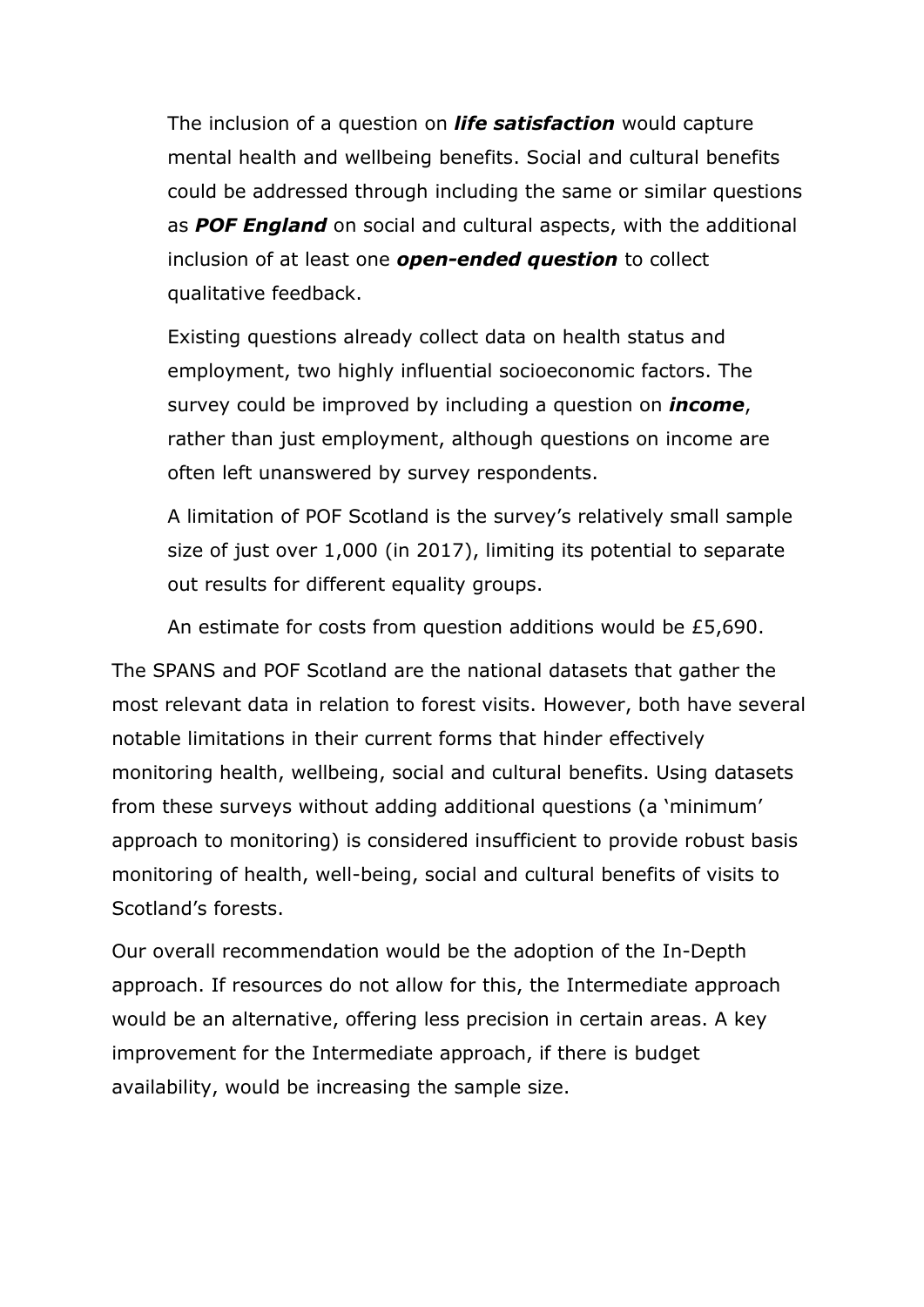The inclusion of a question on ***life satisfaction*** would capture mental health and wellbeing benefits. Social and cultural benefits could be addressed through including the same or similar questions as ***POF England*** on social and cultural aspects, with the additional inclusion of at least one ***open-ended question*** to collect qualitative feedback.

Existing questions already collect data on health status and employment, two highly influential socioeconomic factors. The survey could be improved by including a question on ***income***, rather than just employment, although questions on income are often left unanswered by survey respondents.

A limitation of POF Scotland is the survey's relatively small sample size of just over 1,000 (in 2017), limiting its potential to separate out results for different equality groups.

An estimate for costs from question additions would be £5,690.

The SPANS and POF Scotland are the national datasets that gather the most relevant data in relation to forest visits. However, both have several notable limitations in their current forms that hinder effectively monitoring health, wellbeing, social and cultural benefits. Using datasets from these surveys without adding additional questions (a 'minimum' approach to monitoring) is considered insufficient to provide robust basis monitoring of health, well-being, social and cultural benefits of visits to Scotland's forests.

Our overall recommendation would be the adoption of the In-Depth approach. If resources do not allow for this, the Intermediate approach would be an alternative, offering less precision in certain areas. A key improvement for the Intermediate approach, if there is budget availability, would be increasing the sample size.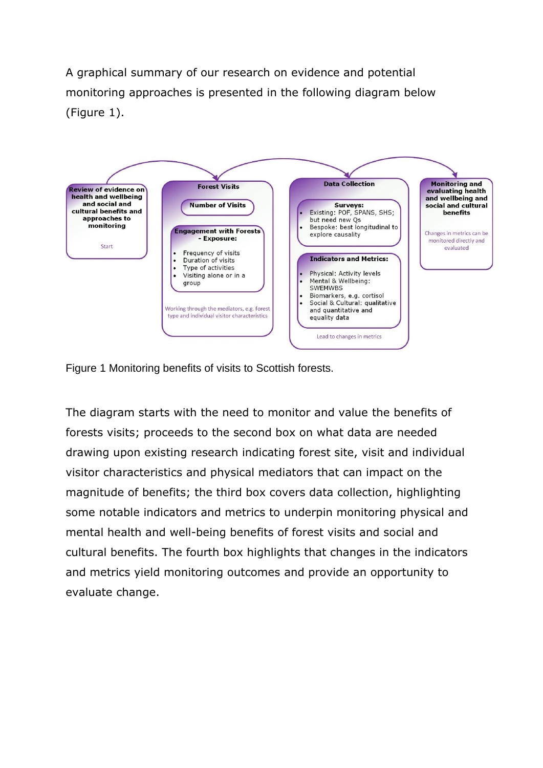A graphical summary of our research on evidence and potential monitoring approaches is presented in the following diagram below (Figure 1).

**Review of evidence on health and wellbeing and social and cultural benefits and approaches to monitoring**

Start

**Forest Visits**

**Number of Visits**

**Engagement with Forests - Exposure:**

- Frequency of visits
- Duration of visits
- Type of activities
- Visiting alone or in a group

Working through the mediators, e.g. forest type and individual visitor characteristics

**Data Collection**

**Surveys:**

- Existing: POF, SPANS, SHS; but need new Qs
- Bespoke: best longitudinal to explore causality

**Indicators and Metrics:**

- Physical: Activity levels
- Mental & Wellbeing: SWEMWBS
- Biomarkers, e.g. cortisol
- Social & Cultural: qualitative and quantitative and equality data

Lead to changes in metrics

**Monitoring and evaluating health and wellbeing and social and cultural benefits**

Changes in metrics can be monitored directly and evaluated

Figure 1 Monitoring benefits of visits to Scottish forests.

The diagram starts with the need to monitor and value the benefits of forests visits; proceeds to the second box on what data are needed drawing upon existing research indicating forest site, visit and individual visitor characteristics and physical mediators that can impact on the magnitude of benefits; the third box covers data collection, highlighting some notable indicators and metrics to underpin monitoring physical and mental health and well-being benefits of forest visits and social and cultural benefits. The fourth box highlights that changes in the indicators and metrics yield monitoring outcomes and provide an opportunity to evaluate change.